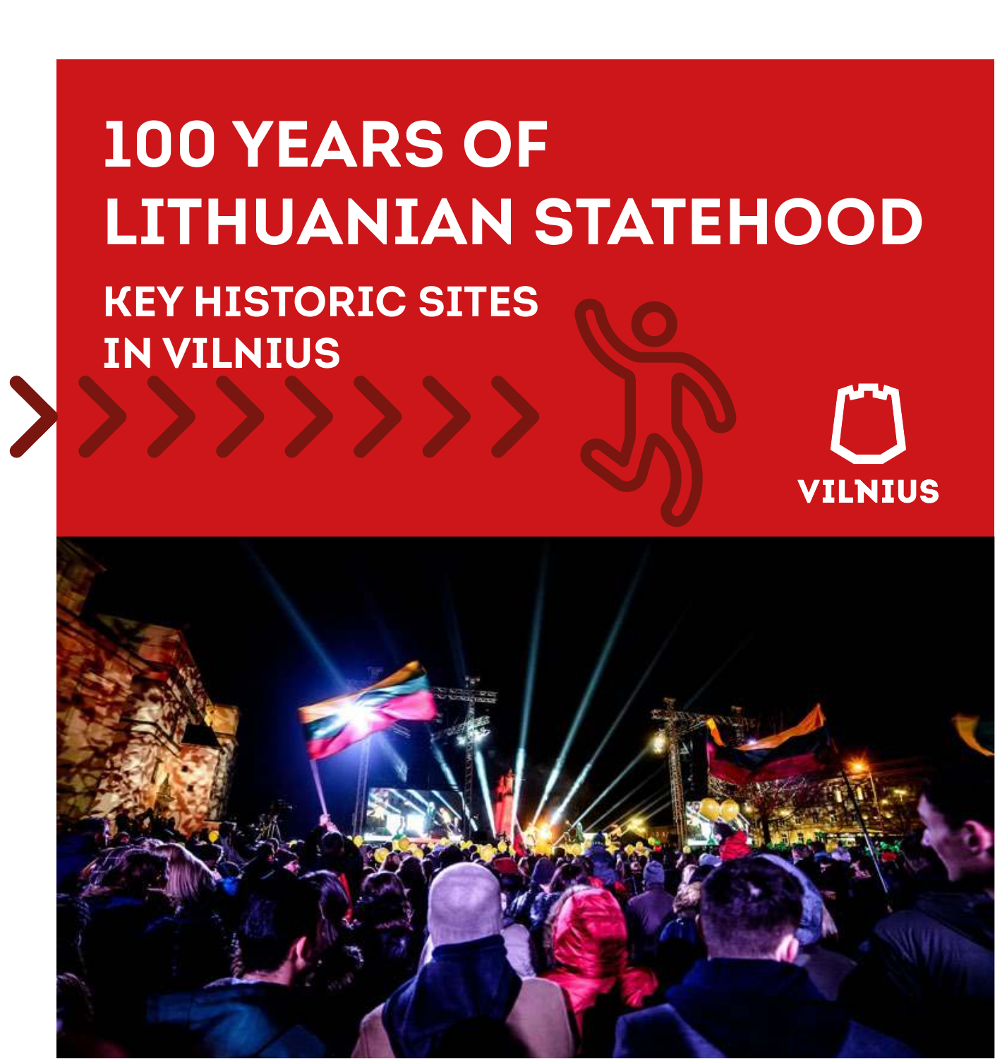# 100 YEARS OF LITHUANIAN STATEHOOD

## KEY HISTORIC SITES IN VILNIUS

VILNIUS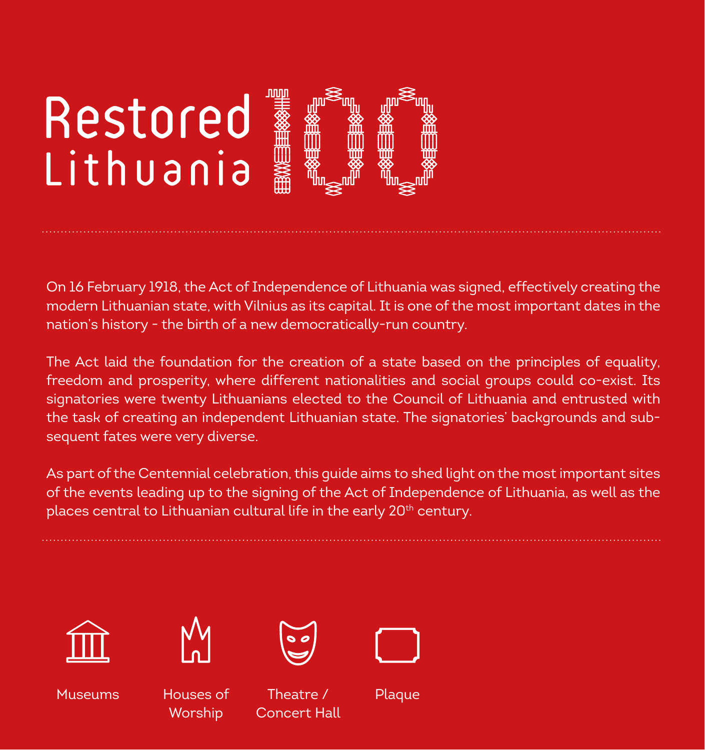# Restored Lithuania 100

On 16 February 1918, the Act of Independence of Lithuania was signed, effectively creating the modern Lithuanian state, with Vilnius as its capital. It is one of the most important dates in the nation's history - the birth of a new democratically-run country.

The Act laid the foundation for the creation of a state based on the principles of equality, freedom and prosperity, where different nationalities and social groups could co-exist. Its signatories were twenty Lithuanians elected to the Council of Lithuania and entrusted with the task of creating an independent Lithuanian state. The signatories' backgrounds and subsequent fates were very diverse.

As part of the Centennial celebration, this guide aims to shed light on the most important sites of the events leading up to the signing of the Act of Independence of Lithuania, as well as the places central to Lithuanian cultural life in the early 20th century.

Museums

Houses of Worship

Theatre / Concert Hall

Plaque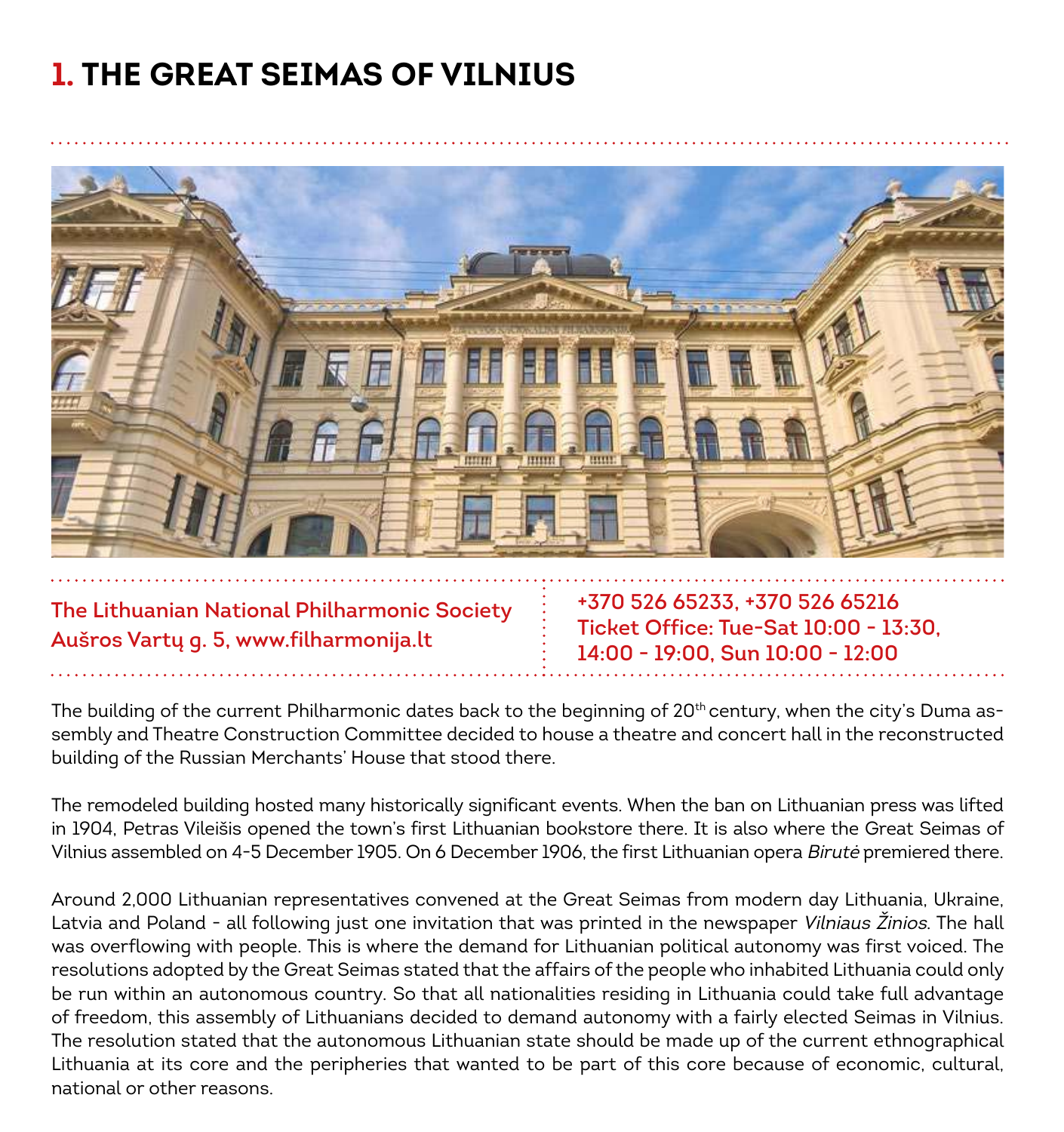# 1. THE GREAT SEIMAS OF VILNIUS

**The Lithuanian National Philharmonic Society**
**Aušros Vartų g. 5, www.filharmonija.lt**

**+370 526 65233, +370 526 65216**
**Ticket Office: Tue-Sat 10:00 - 13:30, 14:00 - 19:00, Sun 10:00 - 12:00**

The building of the current Philharmonic dates back to the beginning of 20th century, when the city's Duma assembly and Theatre Construction Committee decided to house a theatre and concert hall in the reconstructed building of the Russian Merchants' House that stood there.

The remodeled building hosted many historically significant events. When the ban on Lithuanian press was lifted in 1904, Petras Vileišis opened the town's first Lithuanian bookstore there. It is also where the Great Seimas of Vilnius assembled on 4-5 December 1905. On 6 December 1906, the first Lithuanian opera *Birutė* premiered there.

Around 2,000 Lithuanian representatives convened at the Great Seimas from modern day Lithuania, Ukraine, Latvia and Poland - all following just one invitation that was printed in the newspaper *Vilniaus Žinios*. The hall was overflowing with people. This is where the demand for Lithuanian political autonomy was first voiced. The resolutions adopted by the Great Seimas stated that the affairs of the people who inhabited Lithuania could only be run within an autonomous country. So that all nationalities residing in Lithuania could take full advantage of freedom, this assembly of Lithuanians decided to demand autonomy with a fairly elected Seimas in Vilnius. The resolution stated that the autonomous Lithuanian state should be made up of the current ethnographical Lithuania at its core and the peripheries that wanted to be part of this core because of economic, cultural, national or other reasons.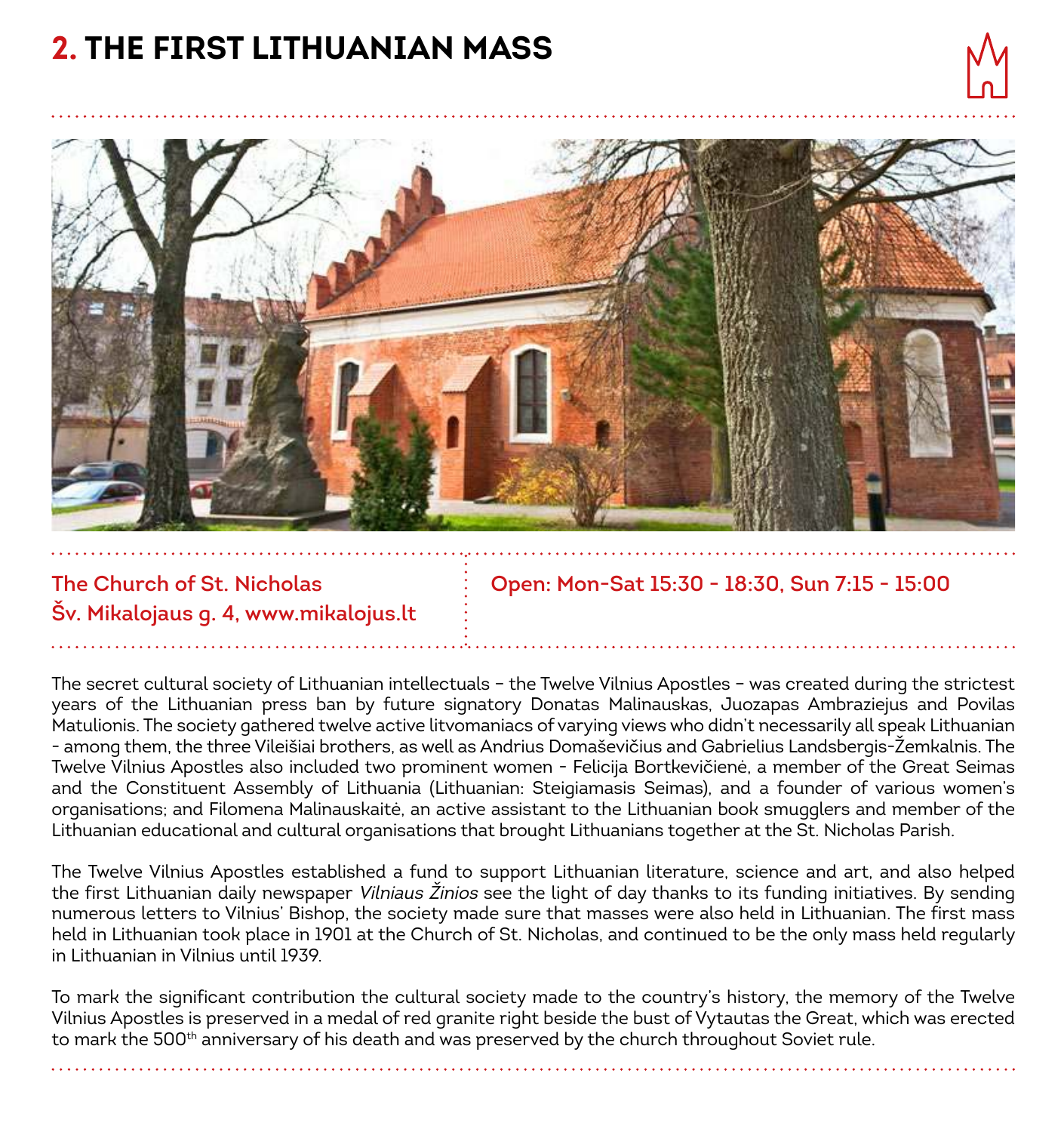# 2. THE FIRST LITHUANIAN MASS

**The Church of St. Nicholas**
**Šv. Mikalojaus g. 4, www.mikalojus.lt**

**Open: Mon-Sat 15:30 - 18:30, Sun 7:15 - 15:00**

The secret cultural society of Lithuanian intellectuals – the Twelve Vilnius Apostles – was created during the strictest years of the Lithuanian press ban by future signatory Donatas Malinauskas, Juozapas Ambraziejus and Povilas Matulionis. The society gathered twelve active litvomaniacs of varying views who didn't necessarily all speak Lithuanian - among them, the three Vileišiai brothers, as well as Andrius Domaševičius and Gabrielius Landsbergis-Žemkalnis. The Twelve Vilnius Apostles also included two prominent women - Felicija Bortkevičienė, a member of the Great Seimas and the Constituent Assembly of Lithuania (Lithuanian: Steigiamasis Seimas), and a founder of various women's organisations; and Filomena Malinauskaitė, an active assistant to the Lithuanian book smugglers and member of the Lithuanian educational and cultural organisations that brought Lithuanians together at the St. Nicholas Parish.

The Twelve Vilnius Apostles established a fund to support Lithuanian literature, science and art, and also helped the first Lithuanian daily newspaper *Vilniaus Žinios* see the light of day thanks to its funding initiatives. By sending numerous letters to Vilnius' Bishop, the society made sure that masses were also held in Lithuanian. The first mass held in Lithuanian took place in 1901 at the Church of St. Nicholas, and continued to be the only mass held regularly in Lithuanian in Vilnius until 1939.

To mark the significant contribution the cultural society made to the country's history, the memory of the Twelve Vilnius Apostles is preserved in a medal of red granite right beside the bust of Vytautas the Great, which was erected to mark the 500th anniversary of his death and was preserved by the church throughout Soviet rule.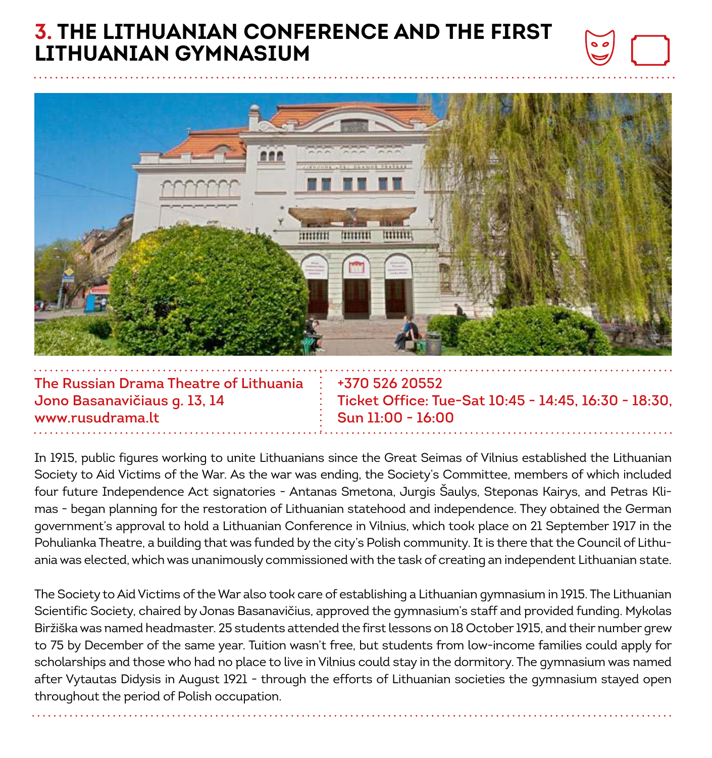# 3. THE LITHUANIAN CONFERENCE AND THE FIRST LITHUANIAN GYMNASIUM

**The Russian Drama Theatre of Lithuania**
**Jono Basanavičiaus g. 13, 14**
**www.rusudrama.lt**

**+370 526 20552**
**Ticket Office: Tue-Sat 10:45 - 14:45, 16:30 - 18:30, Sun 11:00 - 16:00**

In 1915, public figures working to unite Lithuanians since the Great Seimas of Vilnius established the Lithuanian Society to Aid Victims of the War. As the war was ending, the Society's Committee, members of which included four future Independence Act signatories - Antanas Smetona, Jurgis Šaulys, Steponas Kairys, and Petras Klimas - began planning for the restoration of Lithuanian statehood and independence. They obtained the German government's approval to hold a Lithuanian Conference in Vilnius, which took place on 21 September 1917 in the Pohulianka Theatre, a building that was funded by the city's Polish community. It is there that the Council of Lithuania was elected, which was unanimously commissioned with the task of creating an independent Lithuanian state.

The Society to Aid Victims of the War also took care of establishing a Lithuanian gymnasium in 1915. The Lithuanian Scientific Society, chaired by Jonas Basanavičius, approved the gymnasium's staff and provided funding. Mykolas Biržiška was named headmaster. 25 students attended the first lessons on 18 October 1915, and their number grew to 75 by December of the same year. Tuition wasn't free, but students from low-income families could apply for scholarships and those who had no place to live in Vilnius could stay in the dormitory. The gymnasium was named after Vytautas Didysis in August 1921 - through the efforts of Lithuanian societies the gymnasium stayed open throughout the period of Polish occupation.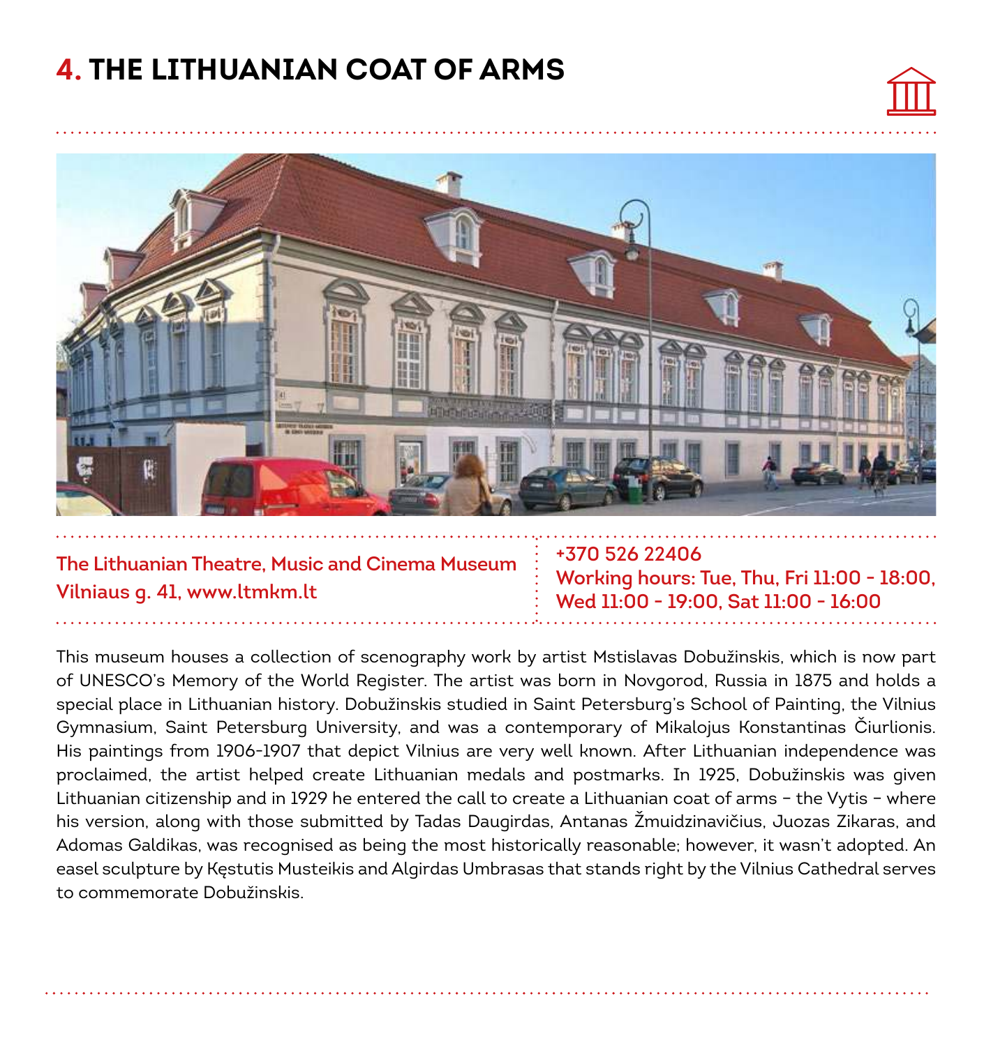# 4. THE LITHUANIAN COAT OF ARMS

**The Lithuanian Theatre, Music and Cinema Museum**
**Vilniaus g. 41, www.ltmkm.lt**

**+370 526 22406**
**Working hours: Tue, Thu, Fri 11:00 - 18:00, Wed 11:00 - 19:00, Sat 11:00 - 16:00**

This museum houses a collection of scenography work by artist Mstislavas Dobužinskis, which is now part of UNESCO's Memory of the World Register. The artist was born in Novgorod, Russia in 1875 and holds a special place in Lithuanian history. Dobužinskis studied in Saint Petersburg's School of Painting, the Vilnius Gymnasium, Saint Petersburg University, and was a contemporary of Mikalojus Konstantinas Čiurlionis. His paintings from 1906-1907 that depict Vilnius are very well known. After Lithuanian independence was proclaimed, the artist helped create Lithuanian medals and postmarks. In 1925, Dobužinskis was given Lithuanian citizenship and in 1929 he entered the call to create a Lithuanian coat of arms – the Vytis – where his version, along with those submitted by Tadas Daugirdas, Antanas Žmuidzinavičius, Juozas Zikaras, and Adomas Galdikas, was recognised as being the most historically reasonable; however, it wasn't adopted. An easel sculpture by Kęstutis Musteikis and Algirdas Umbrasas that stands right by the Vilnius Cathedral serves to commemorate Dobužinskis.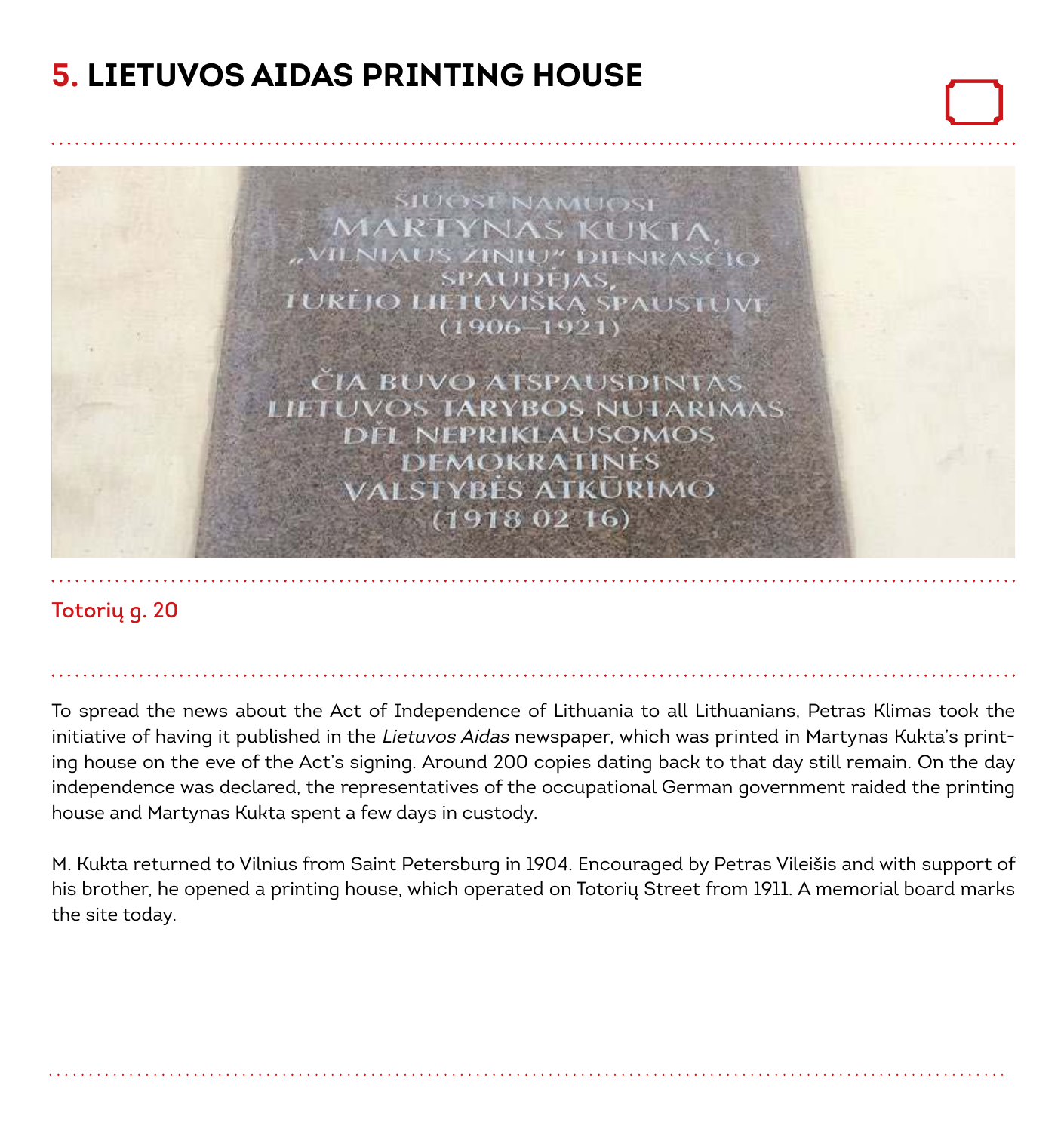# 5. LIETUVOS AIDAS PRINTING HOUSE

ŠIUOSE NAMUOSE
MARTYNAS KUKTA,
„VILNIAUS ŽINIŲ" DIENRAŠČIO
SPAUDĖJAS,
TURĖJO LIETUVIŠKĄ SPAUSTUVĘ
(1906–1921)

ČIA BUVO ATSPAUSDINTAS
LIETUVOS TARYBOS NUTARIMAS
DĖL NEPRIKLAUSOMOS
DEMOKRATINĖS
VALSTYBĖS ATKŪRIMO
(1918 02 16)

**Totorių g. 20**

To spread the news about the Act of Independence of Lithuania to all Lithuanians, Petras Klimas took the initiative of having it published in the *Lietuvos Aidas* newspaper, which was printed in Martynas Kukta's printing house on the eve of the Act's signing. Around 200 copies dating back to that day still remain. On the day independence was declared, the representatives of the occupational German government raided the printing house and Martynas Kukta spent a few days in custody.

M. Kukta returned to Vilnius from Saint Petersburg in 1904. Encouraged by Petras Vileišis and with support of his brother, he opened a printing house, which operated on Totorių Street from 1911. A memorial board marks the site today.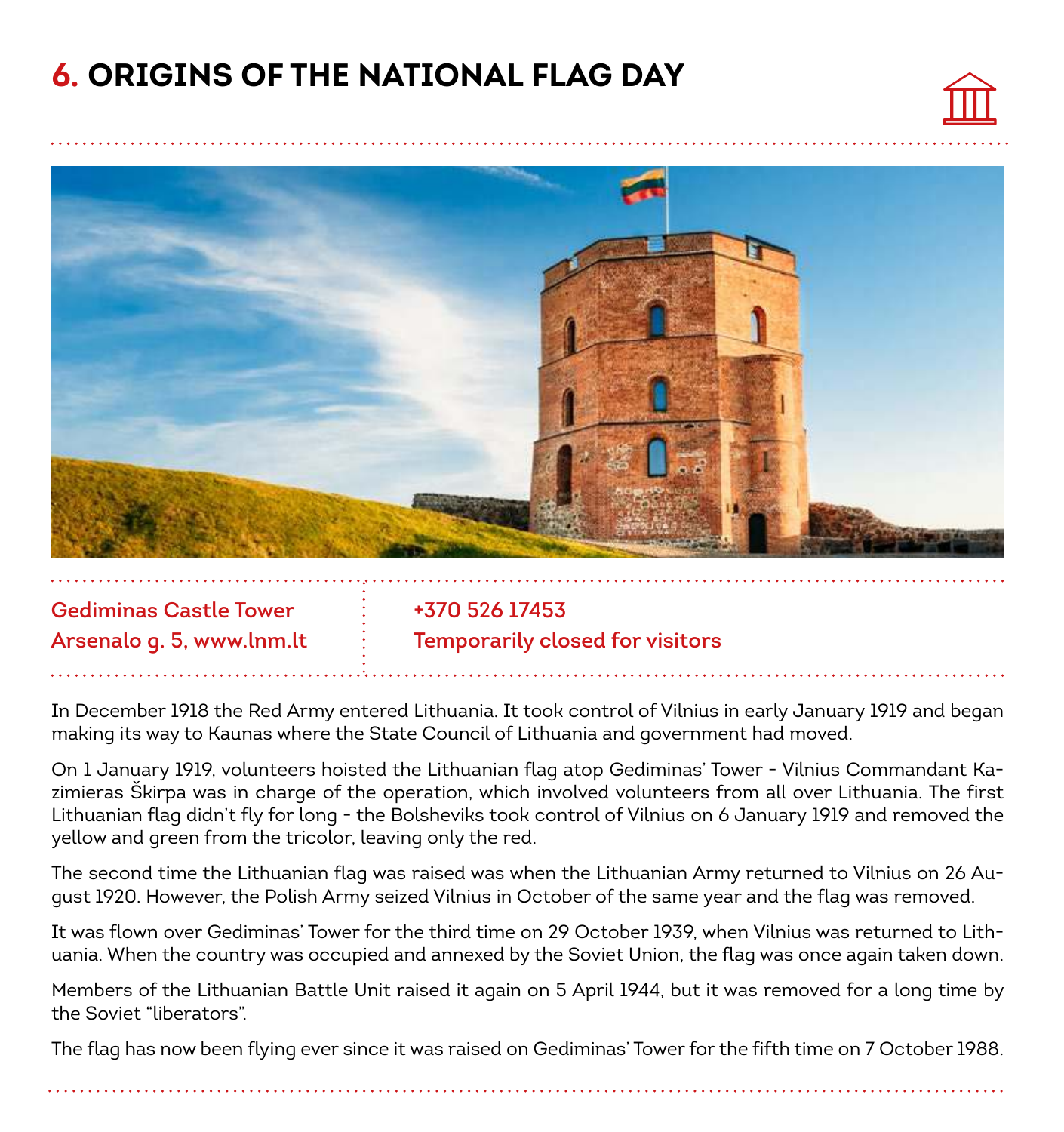# 6. ORIGINS OF THE NATIONAL FLAG DAY

**Gediminas Castle Tower**
**Arsenalo g. 5, www.lnm.lt**

**+370 526 17453**
**Temporarily closed for visitors**

In December 1918 the Red Army entered Lithuania. It took control of Vilnius in early January 1919 and began making its way to Kaunas where the State Council of Lithuania and government had moved.

On 1 January 1919, volunteers hoisted the Lithuanian flag atop Gediminas' Tower - Vilnius Commandant Kazimieras Škirpa was in charge of the operation, which involved volunteers from all over Lithuania. The first Lithuanian flag didn't fly for long - the Bolsheviks took control of Vilnius on 6 January 1919 and removed the yellow and green from the tricolor, leaving only the red.

The second time the Lithuanian flag was raised was when the Lithuanian Army returned to Vilnius on 26 August 1920. However, the Polish Army seized Vilnius in October of the same year and the flag was removed.

It was flown over Gediminas' Tower for the third time on 29 October 1939, when Vilnius was returned to Lithuania. When the country was occupied and annexed by the Soviet Union, the flag was once again taken down.

Members of the Lithuanian Battle Unit raised it again on 5 April 1944, but it was removed for a long time by the Soviet "liberators".

The flag has now been flying ever since it was raised on Gediminas' Tower for the fifth time on 7 October 1988.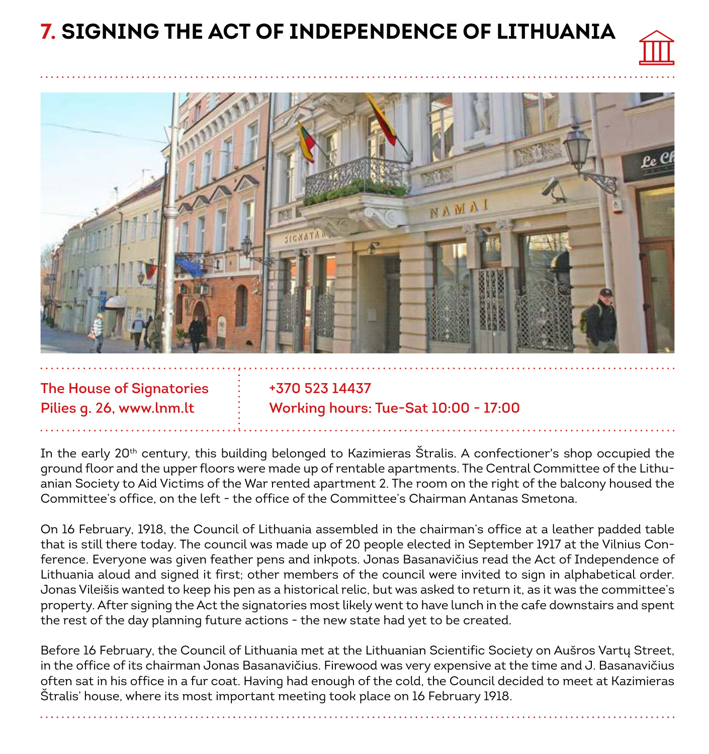# 7. SIGNING THE ACT OF INDEPENDENCE OF LITHUANIA

**The House of Signatories**
**Pilies g. 26, www.lnm.lt**

**+370 523 14437**
**Working hours: Tue-Sat 10:00 - 17:00**

In the early 20th century, this building belonged to Kazimieras Štralis. A confectioner's shop occupied the ground floor and the upper floors were made up of rentable apartments. The Central Committee of the Lithuanian Society to Aid Victims of the War rented apartment 2. The room on the right of the balcony housed the Committee's office, on the left - the office of the Committee's Chairman Antanas Smetona.

On 16 February, 1918, the Council of Lithuania assembled in the chairman's office at a leather padded table that is still there today. The council was made up of 20 people elected in September 1917 at the Vilnius Conference. Everyone was given feather pens and inkpots. Jonas Basanavičius read the Act of Independence of Lithuania aloud and signed it first; other members of the council were invited to sign in alphabetical order. Jonas Vileišis wanted to keep his pen as a historical relic, but was asked to return it, as it was the committee's property. After signing the Act the signatories most likely went to have lunch in the cafe downstairs and spent the rest of the day planning future actions - the new state had yet to be created.

Before 16 February, the Council of Lithuania met at the Lithuanian Scientific Society on Aušros Vartų Street, in the office of its chairman Jonas Basanavičius. Firewood was very expensive at the time and J. Basanavičius often sat in his office in a fur coat. Having had enough of the cold, the Council decided to meet at Kazimieras Štralis' house, where its most important meeting took place on 16 February 1918.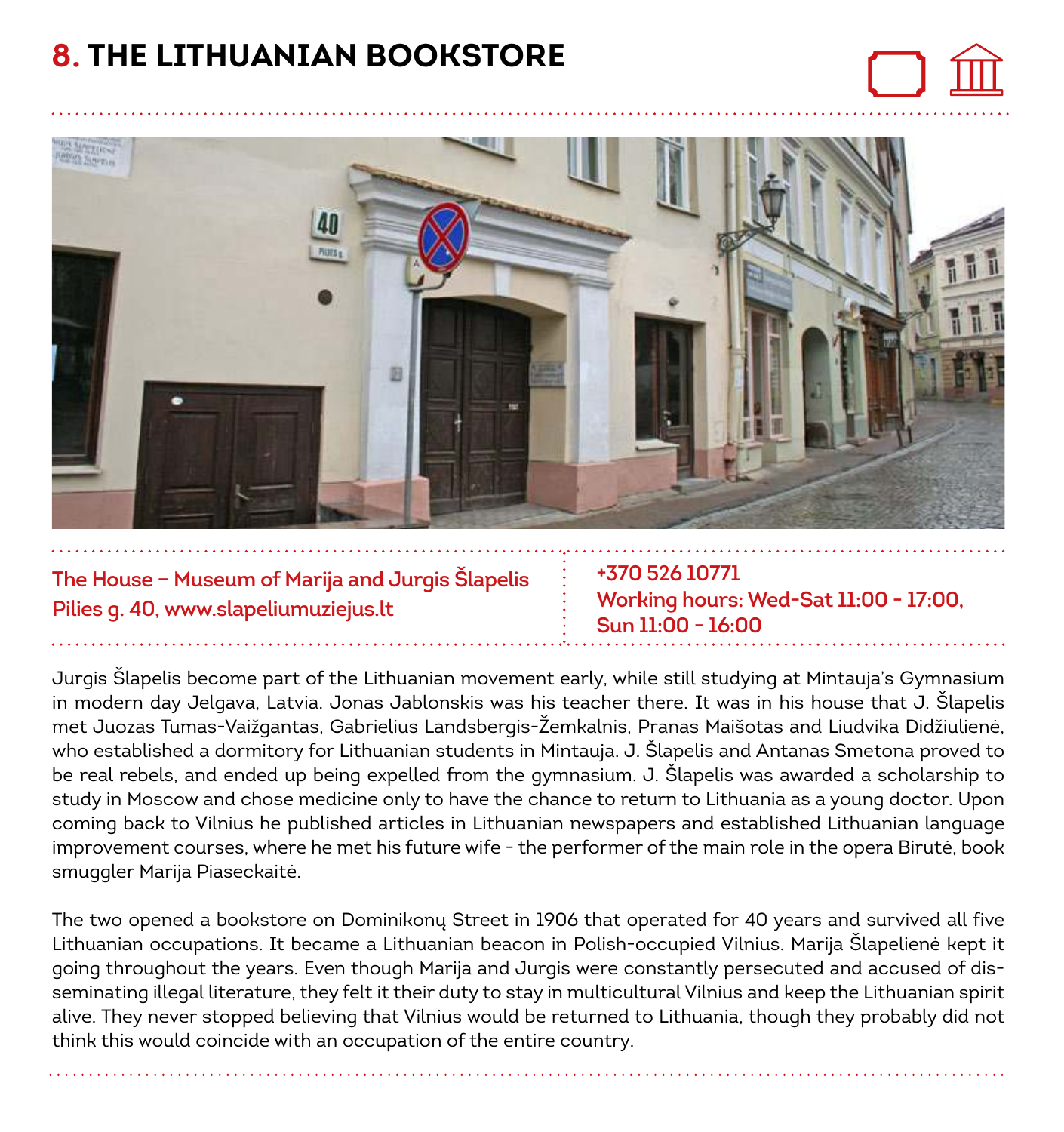# 8. THE LITHUANIAN BOOKSTORE

**The House – Museum of Marija and Jurgis Šlapelis**
**Pilies g. 40, www.slapeliumuziejus.lt**

**+370 526 10771**
**Working hours: Wed-Sat 11:00 - 17:00, Sun 11:00 - 16:00**

Jurgis Šlapelis become part of the Lithuanian movement early, while still studying at Mintauja's Gymnasium in modern day Jelgava, Latvia. Jonas Jablonskis was his teacher there. It was in his house that J. Šlapelis met Juozas Tumas-Vaižgantas, Gabrielius Landsbergis-Žemkalnis, Pranas Maišotas and Liudvika Didžiulienė, who established a dormitory for Lithuanian students in Mintauja. J. Šlapelis and Antanas Smetona proved to be real rebels, and ended up being expelled from the gymnasium. J. Šlapelis was awarded a scholarship to study in Moscow and chose medicine only to have the chance to return to Lithuania as a young doctor. Upon coming back to Vilnius he published articles in Lithuanian newspapers and established Lithuanian language improvement courses, where he met his future wife - the performer of the main role in the opera Birutė, book smuggler Marija Piaseckaitė.

The two opened a bookstore on Dominikonų Street in 1906 that operated for 40 years and survived all five Lithuanian occupations. It became a Lithuanian beacon in Polish-occupied Vilnius. Marija Šlapelienė kept it going throughout the years. Even though Marija and Jurgis were constantly persecuted and accused of disseminating illegal literature, they felt it their duty to stay in multicultural Vilnius and keep the Lithuanian spirit alive. They never stopped believing that Vilnius would be returned to Lithuania, though they probably did not think this would coincide with an occupation of the entire country.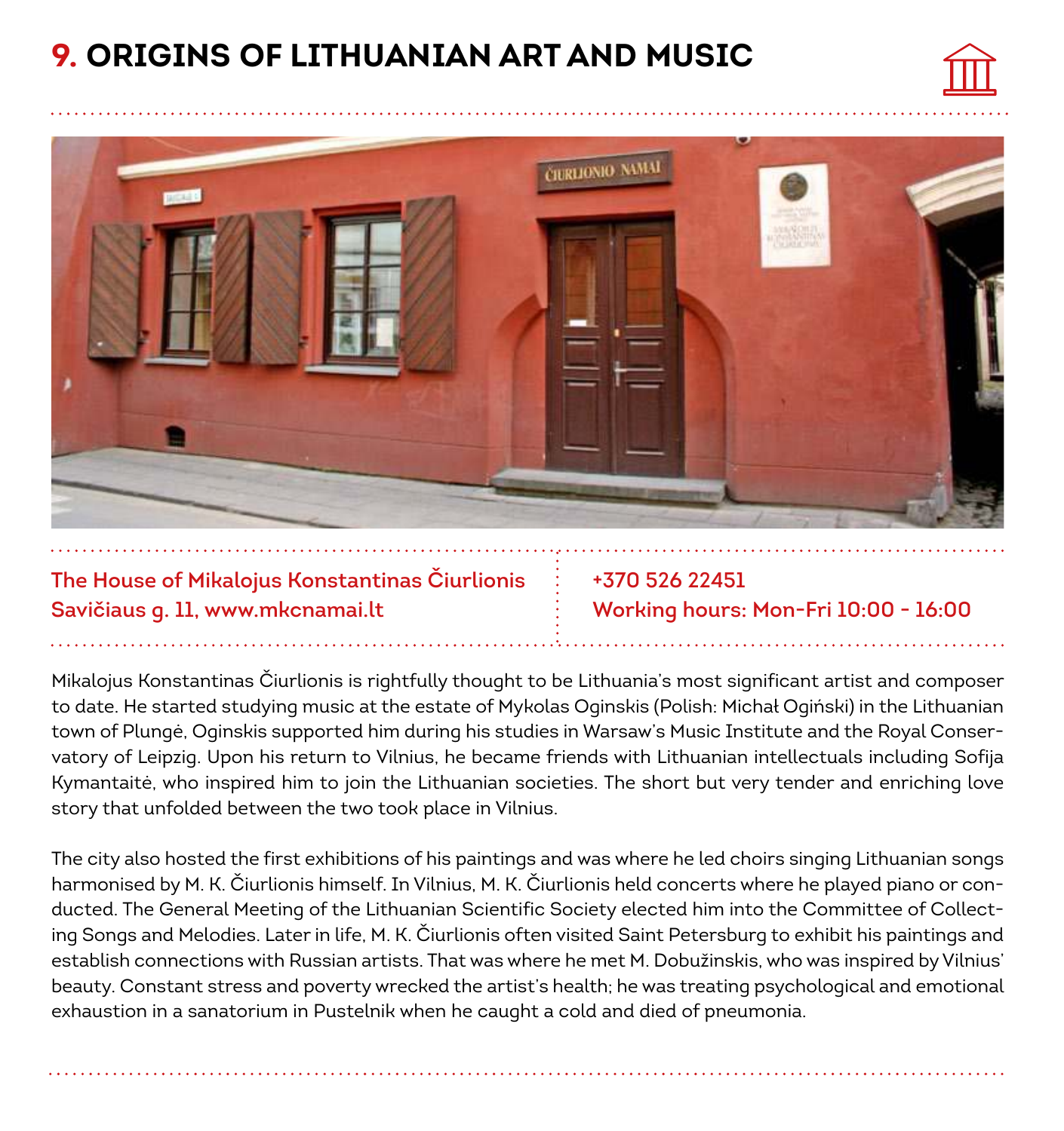# 9. ORIGINS OF LITHUANIAN ART AND MUSIC

**The House of Mikalojus Konstantinas Čiurlionis**
**Savičiaus g. 11, www.mkcnamai.lt**

**+370 526 22451**
**Working hours: Mon-Fri 10:00 - 16:00**

Mikalojus Konstantinas Čiurlionis is rightfully thought to be Lithuania's most significant artist and composer to date. He started studying music at the estate of Mykolas Oginskis (Polish: Michał Ogiński) in the Lithuanian town of Plungė, Oginskis supported him during his studies in Warsaw's Music Institute and the Royal Conservatory of Leipzig. Upon his return to Vilnius, he became friends with Lithuanian intellectuals including Sofija Kymantaitė, who inspired him to join the Lithuanian societies. The short but very tender and enriching love story that unfolded between the two took place in Vilnius.

The city also hosted the first exhibitions of his paintings and was where he led choirs singing Lithuanian songs harmonised by M. K. Čiurlionis himself. In Vilnius, M. K. Čiurlionis held concerts where he played piano or conducted. The General Meeting of the Lithuanian Scientific Society elected him into the Committee of Collecting Songs and Melodies. Later in life, M. K. Čiurlionis often visited Saint Petersburg to exhibit his paintings and establish connections with Russian artists. That was where he met M. Dobužinskis, who was inspired by Vilnius' beauty. Constant stress and poverty wrecked the artist's health; he was treating psychological and emotional exhaustion in a sanatorium in Pustelnik when he caught a cold and died of pneumonia.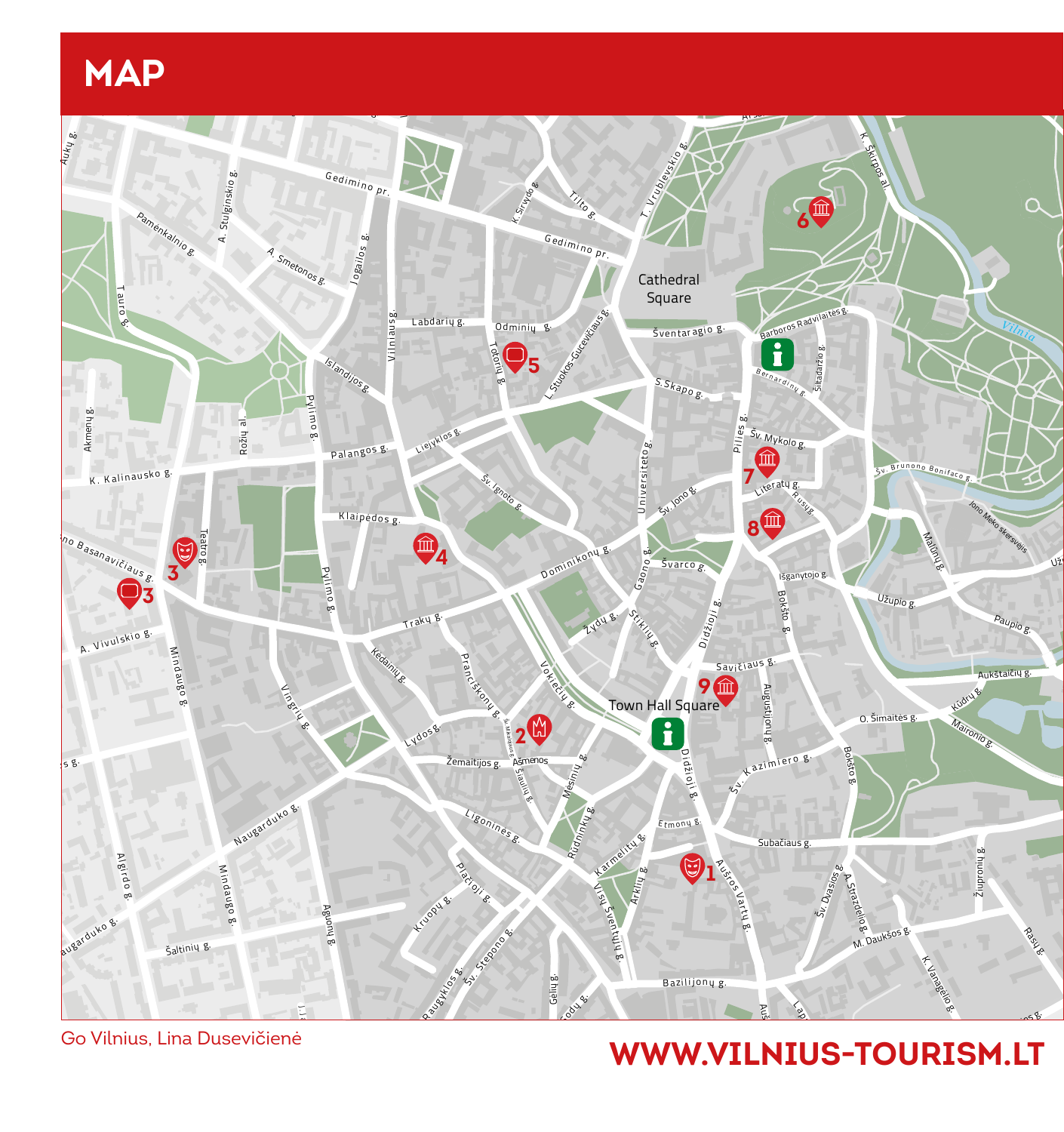# MAP

Go Vilnius, Lina Dusevičienė

WWW.VILNIUS-TOURISM.LT